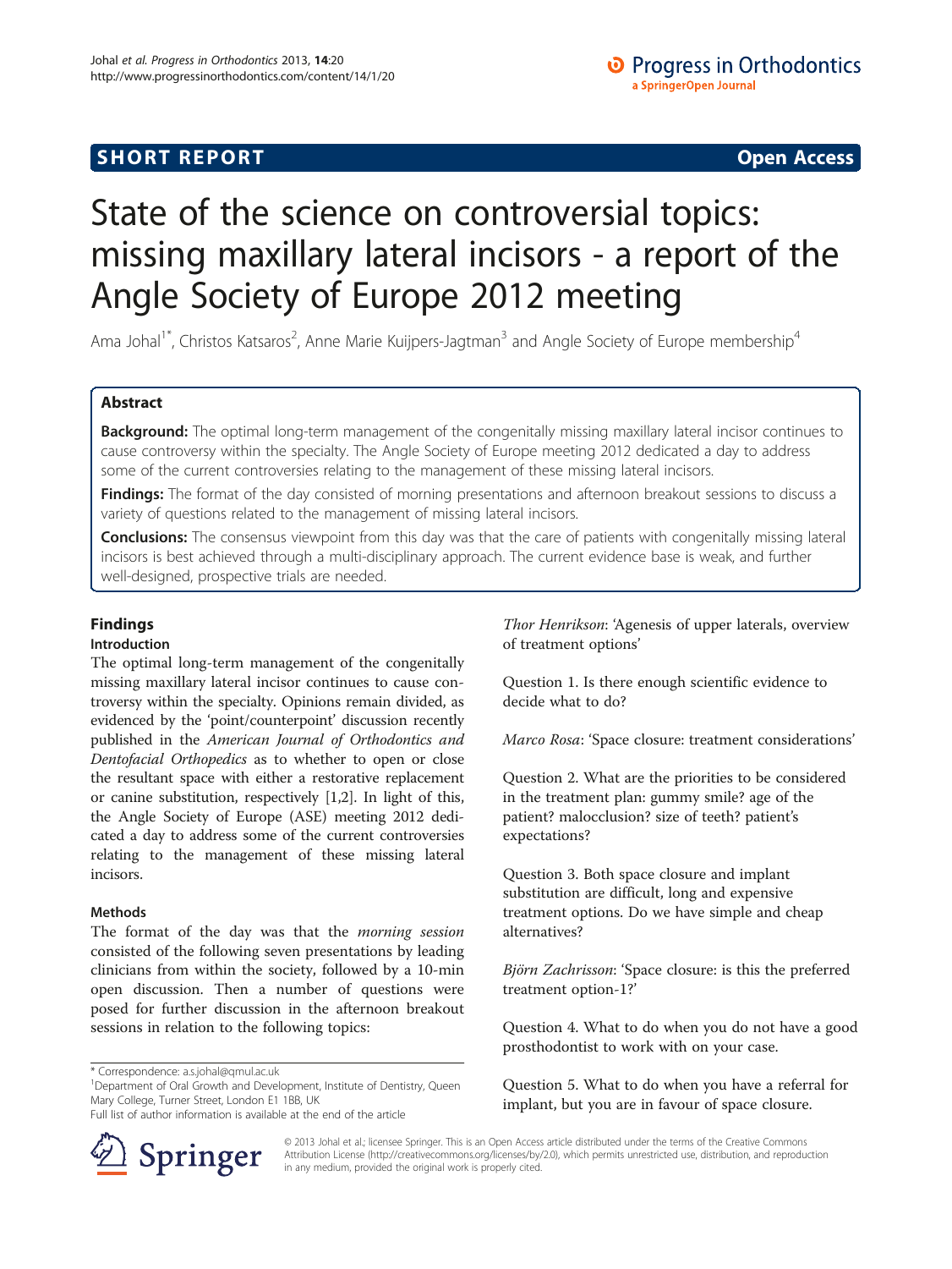**SHORT REPORT** **Open Access**

# State of the science on controversial topics: missing maxillary lateral incisors - a report of the Angle Society of Europe 2012 meeting

Ama Johal[1*], Christos Katsaros[2], Anne Marie Kuijpers-Jagtman[3] and Angle Society of Europe membership[4]

## Abstract

**Background:** The optimal long-term management of the congenitally missing maxillary lateral incisor continues to cause controversy within the specialty. The Angle Society of Europe meeting 2012 dedicated a day to address some of the current controversies relating to the management of these missing lateral incisors.

**Findings:** The format of the day consisted of morning presentations and afternoon breakout sessions to discuss a variety of questions related to the management of missing lateral incisors.

**Conclusions:** The consensus viewpoint from this day was that the care of patients with congenitally missing lateral incisors is best achieved through a multi-disciplinary approach. The current evidence base is weak, and further well-designed, prospective trials are needed.

## Findings

### Introduction

The optimal long-term management of the congenitally missing maxillary lateral incisor continues to cause controversy within the specialty. Opinions remain divided, as evidenced by the 'point/counterpoint' discussion recently published in the *American Journal of Orthodontics and Dentofacial Orthopedics* as to whether to open or close the resultant space with either a restorative replacement or canine substitution, respectively [1,2]. In light of this, the Angle Society of Europe (ASE) meeting 2012 dedicated a day to address some of the current controversies relating to the management of these missing lateral incisors.

### Methods

The format of the day was that the *morning session* consisted of the following seven presentations by leading clinicians from within the society, followed by a 10-min open discussion. Then a number of questions were posed for further discussion in the afternoon breakout sessions in relation to the following topics:

*Thor Henrikson*: 'Agenesis of upper laterals, overview of treatment options'

Question 1. Is there enough scientific evidence to decide what to do?

*Marco Rosa*: 'Space closure: treatment considerations'

Question 2. What are the priorities to be considered in the treatment plan: gummy smile? age of the patient? malocclusion? size of teeth? patient's expectations?

Question 3. Both space closure and implant substitution are difficult, long and expensive treatment options. Do we have simple and cheap alternatives?

*Björn Zachrisson*: 'Space closure: is this the preferred treatment option-1?'

Question 4. What to do when you do not have a good prosthodontist to work with on your case.

Question 5. What to do when you have a referral for implant, but you are in favour of space closure.

* Correspondence: a.s.johal@qmul.ac.uk
[1]Department of Oral Growth and Development, Institute of Dentistry, Queen Mary College, Turner Street, London E1 1BB, UK
Full list of author information is available at the end of the article

© 2013 Johal et al.; licensee Springer. This is an Open Access article distributed under the terms of the Creative Commons Attribution License (http://creativecommons.org/licenses/by/2.0), which permits unrestricted use, distribution, and reproduction in any medium, provided the original work is properly cited.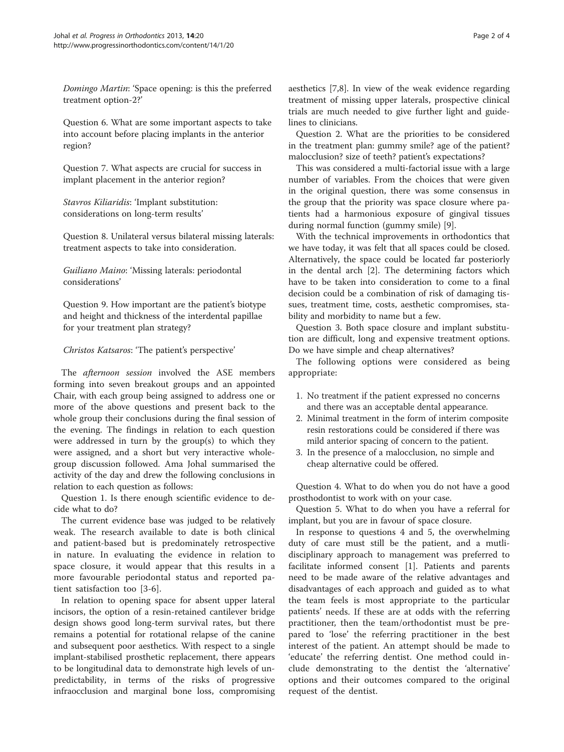*Domingo Martin*: 'Space opening: is this the preferred treatment option-2?'

Question 6. What are some important aspects to take into account before placing implants in the anterior region?

Question 7. What aspects are crucial for success in implant placement in the anterior region?

*Stavros Kiliaridis*: 'Implant substitution: considerations on long-term results'

Question 8. Unilateral versus bilateral missing laterals: treatment aspects to take into consideration.

*Guiliano Maino*: 'Missing laterals: periodontal considerations'

Question 9. How important are the patient's biotype and height and thickness of the interdental papillae for your treatment plan strategy?

*Christos Katsaros*: 'The patient's perspective'

The *afternoon session* involved the ASE members forming into seven breakout groups and an appointed Chair, with each group being assigned to address one or more of the above questions and present back to the whole group their conclusions during the final session of the evening. The findings in relation to each question were addressed in turn by the group(s) to which they were assigned, and a short but very interactive whole-group discussion followed. Ama Johal summarised the activity of the day and drew the following conclusions in relation to each question as follows:

Question 1. Is there enough scientific evidence to decide what to do?

The current evidence base was judged to be relatively weak. The research available to date is both clinical and patient-based but is predominately retrospective in nature. In evaluating the evidence in relation to space closure, it would appear that this results in a more favourable periodontal status and reported patient satisfaction too [3-6].

In relation to opening space for absent upper lateral incisors, the option of a resin-retained cantilever bridge design shows good long-term survival rates, but there remains a potential for rotational relapse of the canine and subsequent poor aesthetics. With respect to a single implant-stabilised prosthetic replacement, there appears to be longitudinal data to demonstrate high levels of unpredictability, in terms of the risks of progressive infraocclusion and marginal bone loss, compromising aesthetics [7,8]. In view of the weak evidence regarding treatment of missing upper laterals, prospective clinical trials are much needed to give further light and guidelines to clinicians.

Question 2. What are the priorities to be considered in the treatment plan: gummy smile? age of the patient? malocclusion? size of teeth? patient's expectations?

This was considered a multi-factorial issue with a large number of variables. From the choices that were given in the original question, there was some consensus in the group that the priority was space closure where patients had a harmonious exposure of gingival tissues during normal function (gummy smile) [9].

With the technical improvements in orthodontics that we have today, it was felt that all spaces could be closed. Alternatively, the space could be located far posteriorly in the dental arch [2]. The determining factors which have to be taken into consideration to come to a final decision could be a combination of risk of damaging tissues, treatment time, costs, aesthetic compromises, stability and morbidity to name but a few.

Question 3. Both space closure and implant substitution are difficult, long and expensive treatment options. Do we have simple and cheap alternatives?

The following options were considered as being appropriate:

1. No treatment if the patient expressed no concerns and there was an acceptable dental appearance.
2. Minimal treatment in the form of interim composite resin restorations could be considered if there was mild anterior spacing of concern to the patient.
3. In the presence of a malocclusion, no simple and cheap alternative could be offered.

Question 4. What to do when you do not have a good prosthodontist to work with on your case.

Question 5. What to do when you have a referral for implant, but you are in favour of space closure.

In response to questions 4 and 5, the overwhelming duty of care must still be the patient, and a mutlidisciplinary approach to management was preferred to facilitate informed consent [1]. Patients and parents need to be made aware of the relative advantages and disadvantages of each approach and guided as to what the team feels is most appropriate to the particular patients' needs. If these are at odds with the referring practitioner, then the team/orthodontist must be prepared to 'lose' the referring practitioner in the best interest of the patient. An attempt should be made to 'educate' the referring dentist. One method could include demonstrating to the dentist the 'alternative' options and their outcomes compared to the original request of the dentist.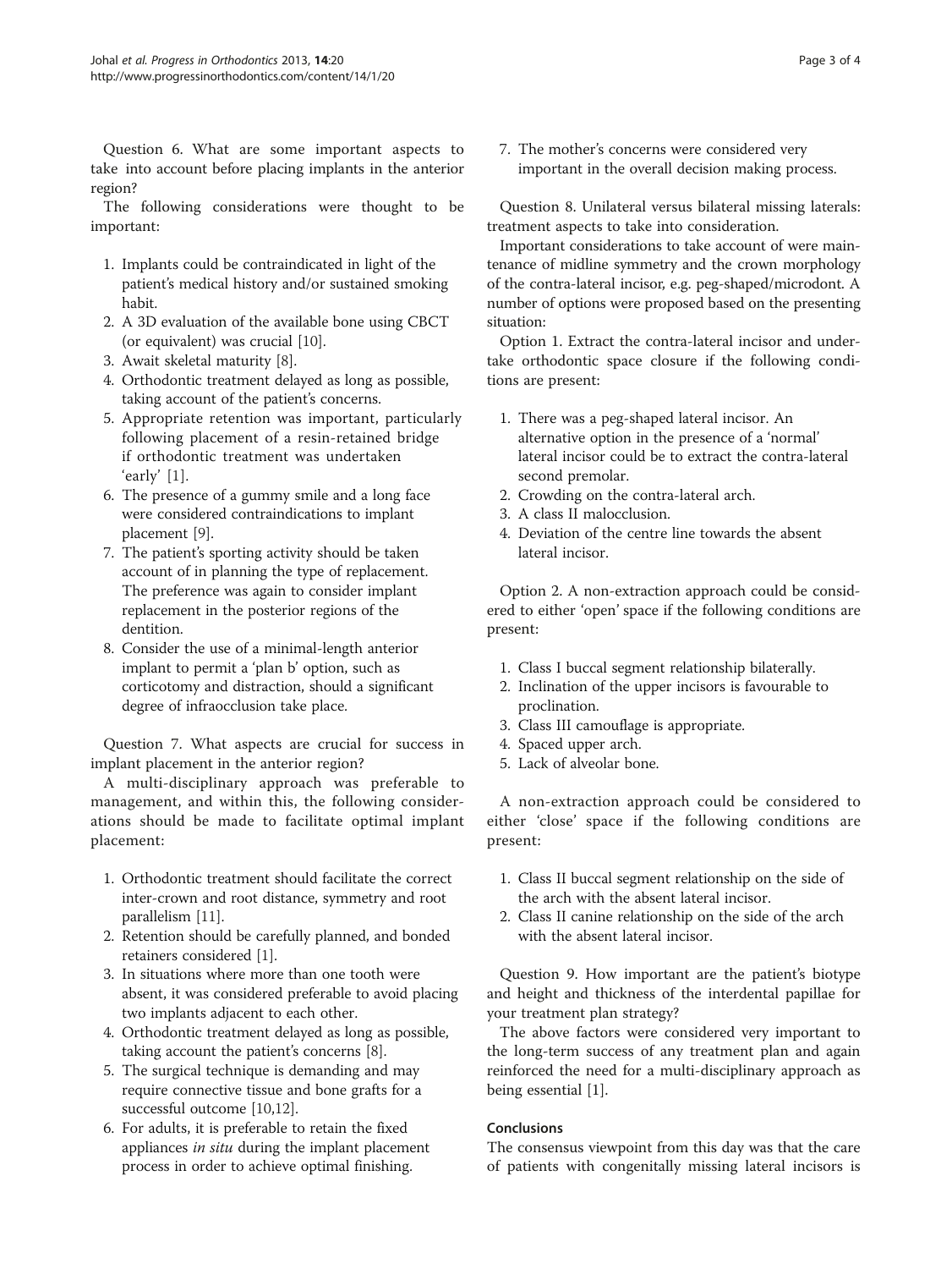Question 6. What are some important aspects to take into account before placing implants in the anterior region?

The following considerations were thought to be important:

1. Implants could be contraindicated in light of the patient's medical history and/or sustained smoking habit.
2. A 3D evaluation of the available bone using CBCT (or equivalent) was crucial [10].
3. Await skeletal maturity [8].
4. Orthodontic treatment delayed as long as possible, taking account of the patient's concerns.
5. Appropriate retention was important, particularly following placement of a resin-retained bridge if orthodontic treatment was undertaken 'early' [1].
6. The presence of a gummy smile and a long face were considered contraindications to implant placement [9].
7. The patient's sporting activity should be taken account of in planning the type of replacement. The preference was again to consider implant replacement in the posterior regions of the dentition.
8. Consider the use of a minimal-length anterior implant to permit a 'plan b' option, such as corticotomy and distraction, should a significant degree of infraocclusion take place.

Question 7. What aspects are crucial for success in implant placement in the anterior region?

A multi-disciplinary approach was preferable to management, and within this, the following considerations should be made to facilitate optimal implant placement:

1. Orthodontic treatment should facilitate the correct inter-crown and root distance, symmetry and root parallelism [11].
2. Retention should be carefully planned, and bonded retainers considered [1].
3. In situations where more than one tooth were absent, it was considered preferable to avoid placing two implants adjacent to each other.
4. Orthodontic treatment delayed as long as possible, taking account the patient's concerns [8].
5. The surgical technique is demanding and may require connective tissue and bone grafts for a successful outcome [10,12].
6. For adults, it is preferable to retain the fixed appliances *in situ* during the implant placement process in order to achieve optimal finishing.
7. The mother's concerns were considered very important in the overall decision making process.

Question 8. Unilateral versus bilateral missing laterals: treatment aspects to take into consideration.

Important considerations to take account of were maintenance of midline symmetry and the crown morphology of the contra-lateral incisor, e.g. peg-shaped/microdont. A number of options were proposed based on the presenting situation:

Option 1. Extract the contra-lateral incisor and undertake orthodontic space closure if the following conditions are present:

1. There was a peg-shaped lateral incisor. An alternative option in the presence of a 'normal' lateral incisor could be to extract the contra-lateral second premolar.
2. Crowding on the contra-lateral arch.
3. A class II malocclusion.
4. Deviation of the centre line towards the absent lateral incisor.

Option 2. A non-extraction approach could be considered to either 'open' space if the following conditions are present:

1. Class I buccal segment relationship bilaterally.
2. Inclination of the upper incisors is favourable to proclination.
3. Class III camouflage is appropriate.
4. Spaced upper arch.
5. Lack of alveolar bone.

A non-extraction approach could be considered to either 'close' space if the following conditions are present:

1. Class II buccal segment relationship on the side of the arch with the absent lateral incisor.
2. Class II canine relationship on the side of the arch with the absent lateral incisor.

Question 9. How important are the patient's biotype and height and thickness of the interdental papillae for your treatment plan strategy?

The above factors were considered very important to the long-term success of any treatment plan and again reinforced the need for a multi-disciplinary approach as being essential [1].

## Conclusions

The consensus viewpoint from this day was that the care of patients with congenitally missing lateral incisors is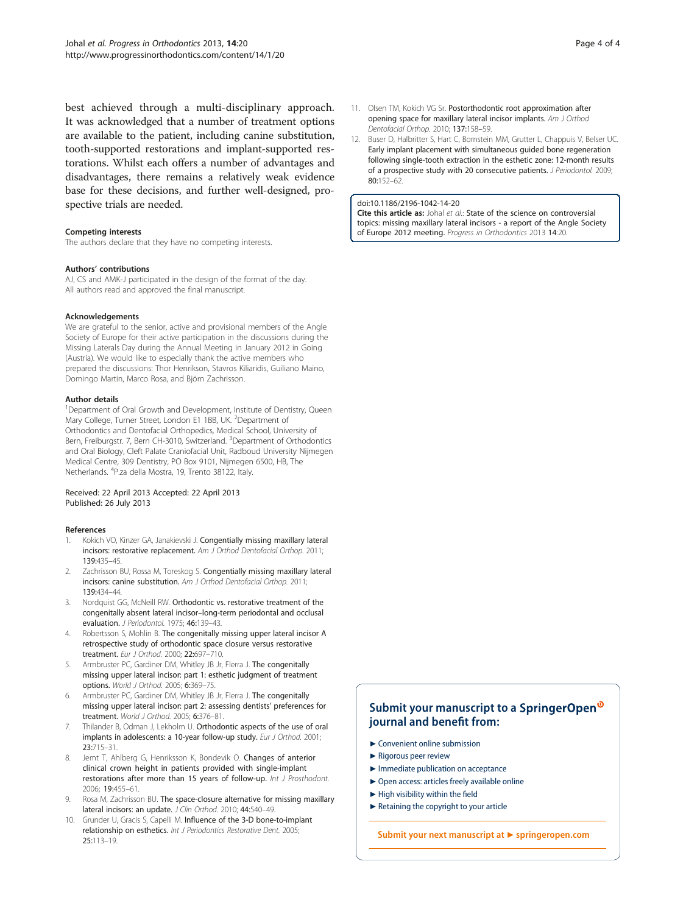best achieved through a multi-disciplinary approach. It was acknowledged that a number of treatment options are available to the patient, including canine substitution, tooth-supported restorations and implant-supported restorations. Whilst each offers a number of advantages and disadvantages, there remains a relatively weak evidence base for these decisions, and further well-designed, prospective trials are needed.

### Competing interests

The authors declare that they have no competing interests.

### Authors' contributions

AJ, CS and AMK-J participated in the design of the format of the day. All authors read and approved the final manuscript.

### Acknowledgements

We are grateful to the senior, active and provisional members of the Angle Society of Europe for their active participation in the discussions during the Missing Laterals Day during the Annual Meeting in January 2012 in Going (Austria). We would like to especially thank the active members who prepared the discussions: Thor Henrikson, Stavros Kiliaridis, Guiliano Maino, Domingo Martin, Marco Rosa, and Björn Zachrisson.

### Author details

[1]Department of Oral Growth and Development, Institute of Dentistry, Queen Mary College, Turner Street, London E1 1BB, UK. [2]Department of Orthodontics and Dentofacial Orthopedics, Medical School, University of Bern, Freiburgstr. 7, Bern CH-3010, Switzerland. [3]Department of Orthodontics and Oral Biology, Cleft Palate Craniofacial Unit, Radboud University Nijmegen Medical Centre, 309 Dentistry, PO Box 9101, Nijmegen 6500, HB, The Netherlands. [4]P.za della Mostra, 19, Trento 38122, Italy.

Received: 22 April 2013 Accepted: 22 April 2013
Published: 26 July 2013

### References

1. Kokich VO, Kinzer GA, Janakievski J. **Congenitally missing maxillary lateral incisors: restorative replacement.** *Am J Orthod Dentofacial Orthop.* 2011; **139**:435–45.
2. Zachrisson BU, Rossa M, Toreskog S. **Congenitally missing maxillary lateral incisors: canine substitution.** *Am J Orthod Dentofacial Orthop.* 2011; **139**:434–44.
3. Nordquist GG, McNeill RW. **Orthodontic vs. restorative treatment of the congenitally absent lateral incisor–long-term periodontal and occlusal evaluation.** *J Periodontol.* 1975; **46**:139–43.
4. Robertsson S, Mohlin B. **The congenitally missing upper lateral incisor A retrospective study of orthodontic space closure versus restorative treatment.** *Eur J Orthod.* 2000; **22**:697–710.
5. Armbruster PC, Gardiner DM, Whitley JB Jr, Flerra J. **The congenitally missing upper lateral incisor: part 1: esthetic judgment of treatment options.** *World J Orthod.* 2005; **6**:369–75.
6. Armbruster PC, Gardiner DM, Whitley JB Jr, Flerra J. **The congenitally missing upper lateral incisor: part 2: assessing dentists' preferences for treatment.** *World J Orthod.* 2005; **6**:376–81.
7. Thilander B, Odman J, Lekholm U. **Orthodontic aspects of the use of oral implants in adolescents: a 10-year follow-up study.** *Eur J Orthod.* 2001; **23**:715–31.
8. Jemt T, Ahlberg G, Henriksson K, Bondevik O. **Changes of anterior clinical crown height in patients provided with single-implant restorations after more than 15 years of follow-up.** *Int J Prosthodont.* 2006; **19**:455–61.
9. Rosa M, Zachrisson BU. **The space-closure alternative for missing maxillary lateral incisors: an update.** *J Clin Orthod.* 2010; **44**:540–49.
10. Grunder U, Gracis S, Capelli M. **Influence of the 3-D bone-to-implant relationship on esthetics.** *Int J Periodontics Restorative Dent.* 2005; **25**:113–19.
11. Olsen TM, Kokich VG Sr. **Postorthodontic root approximation after opening space for maxillary lateral incisor implants.** *Am J Orthod Dentofacial Orthop.* 2010; **137**:158–59.
12. Buser D, Halbritter S, Hart C, Bornstein MM, Grutter L, Chappuis V, Belser UC. **Early implant placement with simultaneous guided bone regeneration following single-tooth extraction in the esthetic zone: 12-month results of a prospective study with 20 consecutive patients.** *J Periodontol.* 2009; **80**:152–62.

doi:10.1186/2196-1042-14-20
**Cite this article as:** Johal *et al.*: State of the science on controversial topics: missing maxillary lateral incisors - a report of the Angle Society of Europe 2012 meeting. *Progress in Orthodontics* 2013 **14**:20.

**Submit your manuscript to a SpringerOpen journal and benefit from:**

- ► Convenient online submission
- ► Rigorous peer review
- ► Immediate publication on acceptance
- ► Open access: articles freely available online
- ► High visibility within the field
- ► Retaining the copyright to your article

**Submit your next manuscript at ► springeropen.com**